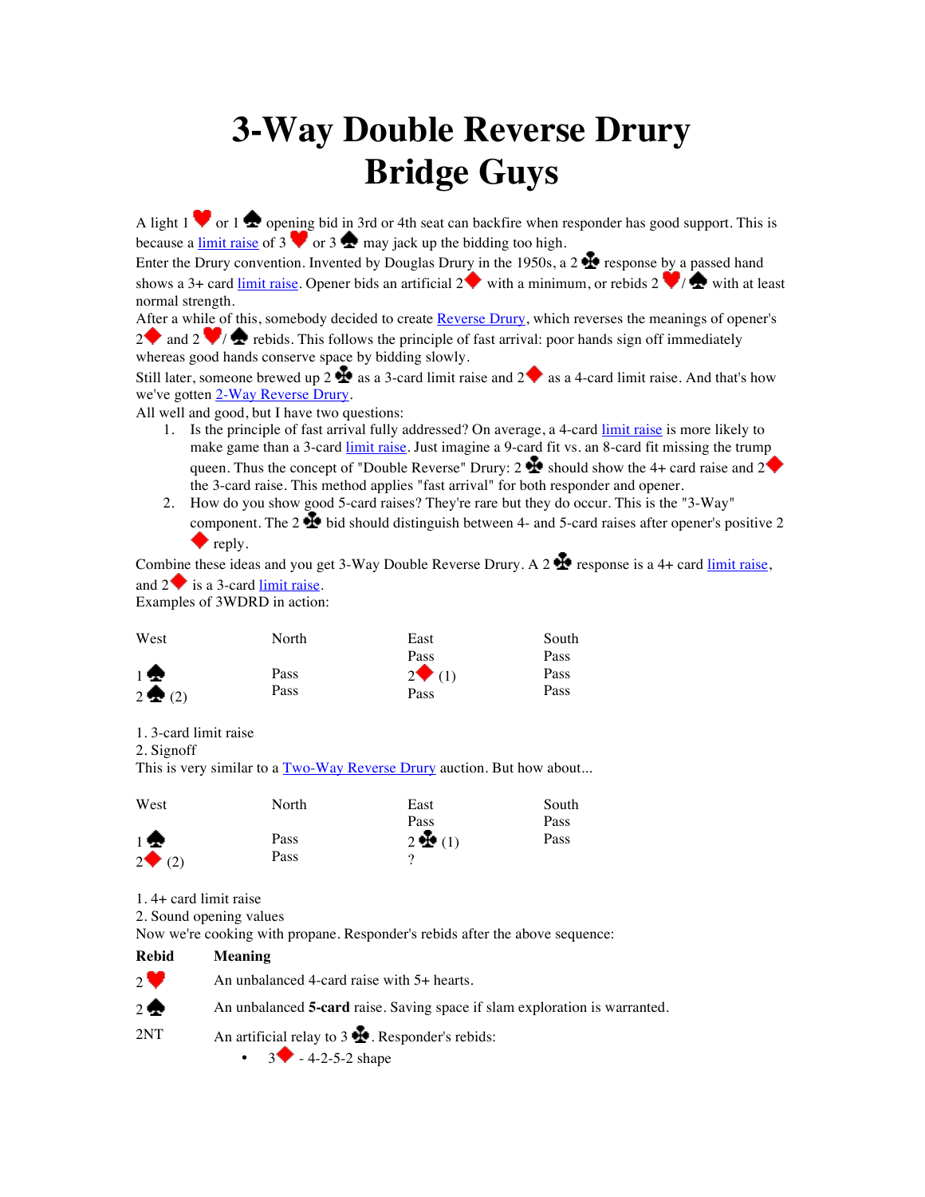# 3-Way Double Reverse Drury
# Bridge Guys

A light 1♥ or 1♠ opening bid in 3rd or 4th seat can backfire when responder has good support. This is because a limit raise of 3♥ or 3♠ may jack up the bidding too high.

Enter the Drury convention. Invented by Douglas Drury in the 1950s, a 2♣ response by a passed hand shows a 3+ card limit raise. Opener bids an artificial 2♦ with a minimum, or rebids 2♥/♠ with at least normal strength.

After a while of this, somebody decided to create Reverse Drury, which reverses the meanings of opener's 2♦ and 2♥/♠ rebids. This follows the principle of fast arrival: poor hands sign off immediately whereas good hands conserve space by bidding slowly.

Still later, someone brewed up 2♣ as a 3-card limit raise and 2♦ as a 4-card limit raise. And that's how we've gotten 2-Way Reverse Drury.

All well and good, but I have two questions:

1. Is the principle of fast arrival fully addressed? On average, a 4-card limit raise is more likely to make game than a 3-card limit raise. Just imagine a 9-card fit vs. an 8-card fit missing the trump queen. Thus the concept of "Double Reverse" Drury: 2♣ should show the 4+ card raise and 2♦ the 3-card raise. This method applies "fast arrival" for both responder and opener.
2. How do you show good 5-card raises? They're rare but they do occur. This is the "3-Way" component. The 2♣ bid should distinguish between 4- and 5-card raises after opener's positive 2♦ reply.

Combine these ideas and you get 3-Way Double Reverse Drury. A 2♣ response is a 4+ card limit raise, and 2♦ is a 3-card limit raise.

Examples of 3WDRD in action:

| West | North | East | South |
|---|---|---|---|
| | | Pass | Pass |
| 1♠ | Pass | 2♦ (1) | Pass |
| 2♠ (2) | Pass | Pass | Pass |

1. 3-card limit raise
2. Signoff

This is very similar to a Two-Way Reverse Drury auction. But how about...

| West | North | East | South |
|---|---|---|---|
| | | Pass | Pass |
| 1♠ | Pass | 2♣ (1) | Pass |
| 2♦ (2) | Pass | ? | |

1. 4+ card limit raise
2. Sound opening values

Now we're cooking with propane. Responder's rebids after the above sequence:

| Rebid | Meaning |
|---|---|
| 2♥ | An unbalanced 4-card raise with 5+ hearts. |
| 2♠ | An unbalanced **5-card** raise. Saving space if slam exploration is warranted. |
| 2NT | An artificial relay to 3♣. Responder's rebids:<br>• 3♦ - 4-2-5-2 shape |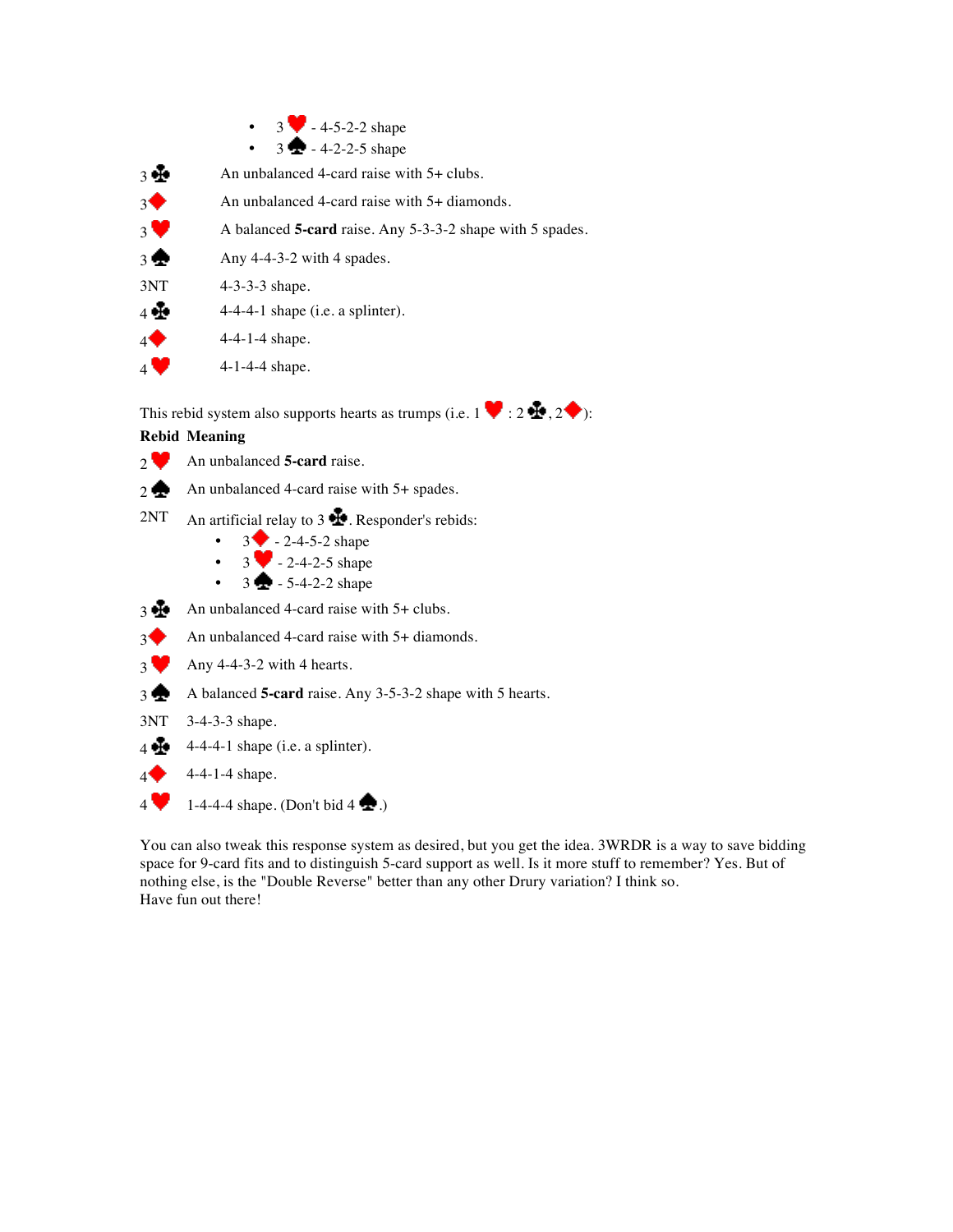- 3♥ - 4-5-2-2 shape
- 3♠ - 4-2-2-5 shape

| | |
|---|---|
| 3♣ | An unbalanced 4-card raise with 5+ clubs. |
| 3♦ | An unbalanced 4-card raise with 5+ diamonds. |
| 3♥ | A balanced **5-card** raise. Any 5-3-3-2 shape with 5 spades. |
| 3♠ | Any 4-4-3-2 with 4 spades. |
| 3NT | 4-3-3-3 shape. |
| 4♣ | 4-4-4-1 shape (i.e. a splinter). |
| 4♦ | 4-4-1-4 shape. |
| 4♥ | 4-1-4-4 shape. |

This rebid system also supports hearts as trumps (i.e. 1♥ : 2♣, 2♦):

| Rebid | Meaning |
|---|---|
| 2♥ | An unbalanced **5-card** raise. |
| 2♠ | An unbalanced 4-card raise with 5+ spades. |
| 2NT | An artificial relay to 3♣. Responder's rebids:<br>• 3♦ - 2-4-5-2 shape<br>• 3♥ - 2-4-2-5 shape<br>• 3♠ - 5-4-2-2 shape |
| 3♣ | An unbalanced 4-card raise with 5+ clubs. |
| 3♦ | An unbalanced 4-card raise with 5+ diamonds. |
| 3♥ | Any 4-4-3-2 with 4 hearts. |
| 3♠ | A balanced **5-card** raise. Any 3-5-3-2 shape with 5 hearts. |
| 3NT | 3-4-3-3 shape. |
| 4♣ | 4-4-4-1 shape (i.e. a splinter). |
| 4♦ | 4-4-1-4 shape. |
| 4♥ | 1-4-4-4 shape. (Don't bid 4♠.) |

You can also tweak this response system as desired, but you get the idea. 3WRDR is a way to save bidding space for 9-card fits and to distinguish 5-card support as well. Is it more stuff to remember? Yes. But of nothing else, is the "Double Reverse" better than any other Drury variation? I think so.
Have fun out there!